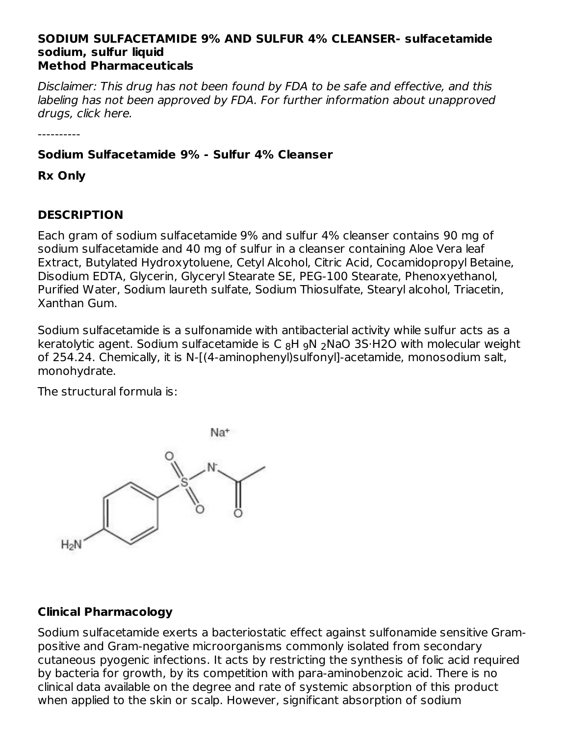**SODIUM SULFACETAMIDE 9% AND SULFUR 4% CLEANSER- sulfacetamide sodium, sulfur liquid**
**Method Pharmaceuticals**

*Disclaimer: This drug has not been found by FDA to be safe and effective, and this labeling has not been approved by FDA. For further information about unapproved drugs, click here.*

----------

**Sodium Sulfacetamide 9% - Sulfur 4% Cleanser**

**Rx Only**

## DESCRIPTION

Each gram of sodium sulfacetamide 9% and sulfur 4% cleanser contains 90 mg of sodium sulfacetamide and 40 mg of sulfur in a cleanser containing Aloe Vera leaf Extract, Butylated Hydroxytoluene, Cetyl Alcohol, Citric Acid, Cocamidopropyl Betaine, Disodium EDTA, Glycerin, Glyceryl Stearate SE, PEG-100 Stearate, Phenoxyethanol, Purified Water, Sodium laureth sulfate, Sodium Thiosulfate, Stearyl alcohol, Triacetin, Xanthan Gum.

Sodium sulfacetamide is a sulfonamide with antibacterial activity while sulfur acts as a keratolytic agent. Sodium sulfacetamide is $C_8H_9N_2NaO_3S \cdot H_2O$ with molecular weight of 254.24. Chemically, it is N-[(4-aminophenyl)sulfonyl]-acetamide, monosodium salt, monohydrate.

The structural formula is:

## Clinical Pharmacology

Sodium sulfacetamide exerts a bacteriostatic effect against sulfonamide sensitive Gram-positive and Gram-negative microorganisms commonly isolated from secondary cutaneous pyogenic infections. It acts by restricting the synthesis of folic acid required by bacteria for growth, by its competition with para-aminobenzoic acid. There is no clinical data available on the degree and rate of systemic absorption of this product when applied to the skin or scalp. However, significant absorption of sodium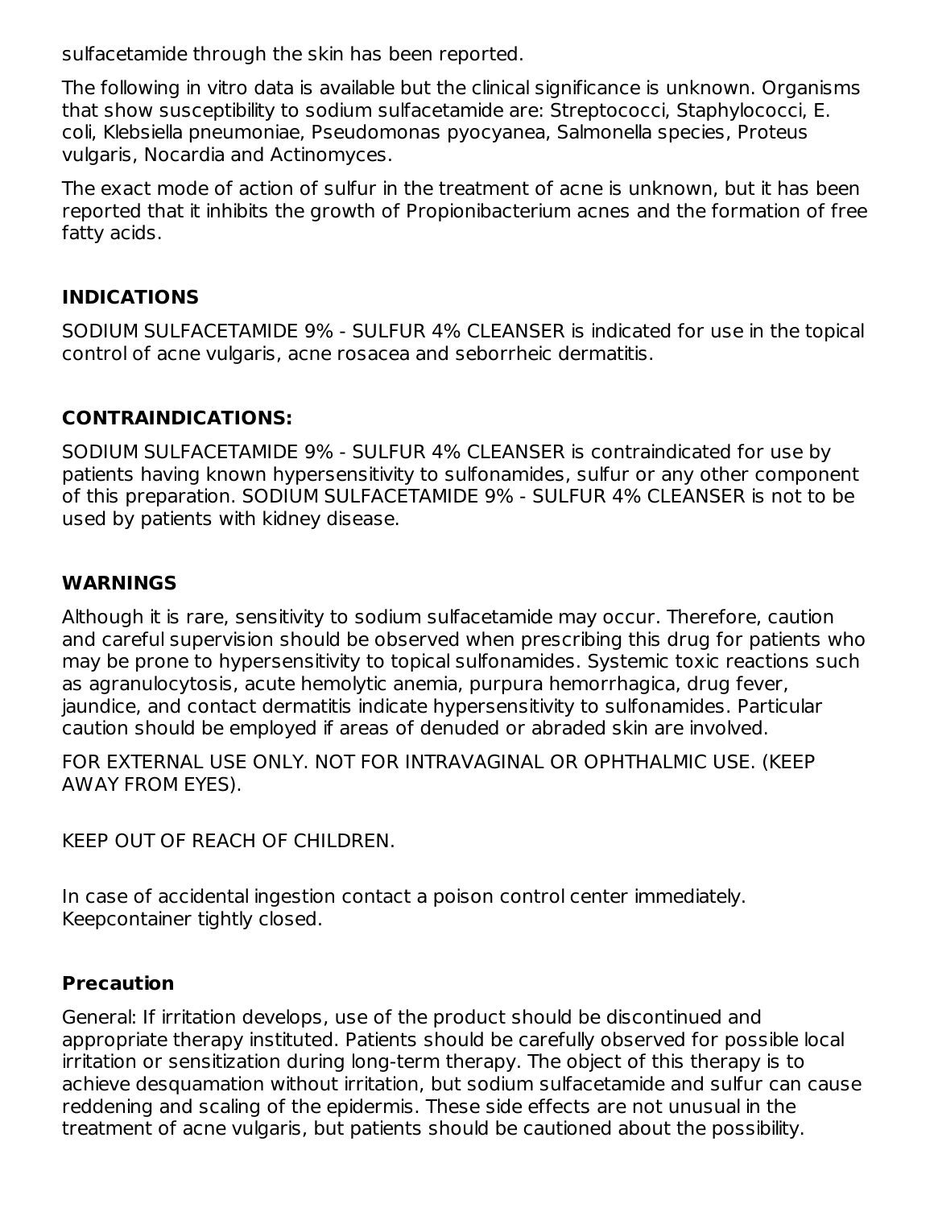sulfacetamide through the skin has been reported.

The following in vitro data is available but the clinical significance is unknown. Organisms that show susceptibility to sodium sulfacetamide are: Streptococci, Staphylococci, E. coli, Klebsiella pneumoniae, Pseudomonas pyocyanea, Salmonella species, Proteus vulgaris, Nocardia and Actinomyces.

The exact mode of action of sulfur in the treatment of acne is unknown, but it has been reported that it inhibits the growth of Propionibacterium acnes and the formation of free fatty acids.

## INDICATIONS

SODIUM SULFACETAMIDE 9% - SULFUR 4% CLEANSER is indicated for use in the topical control of acne vulgaris, acne rosacea and seborrheic dermatitis.

## CONTRAINDICATIONS:

SODIUM SULFACETAMIDE 9% - SULFUR 4% CLEANSER is contraindicated for use by patients having known hypersensitivity to sulfonamides, sulfur or any other component of this preparation. SODIUM SULFACETAMIDE 9% - SULFUR 4% CLEANSER is not to be used by patients with kidney disease.

## WARNINGS

Although it is rare, sensitivity to sodium sulfacetamide may occur. Therefore, caution and careful supervision should be observed when prescribing this drug for patients who may be prone to hypersensitivity to topical sulfonamides. Systemic toxic reactions such as agranulocytosis, acute hemolytic anemia, purpura hemorrhagica, drug fever, jaundice, and contact dermatitis indicate hypersensitivity to sulfonamides. Particular caution should be employed if areas of denuded or abraded skin are involved.

FOR EXTERNAL USE ONLY. NOT FOR INTRAVAGINAL OR OPHTHALMIC USE. (KEEP AWAY FROM EYES).

KEEP OUT OF REACH OF CHILDREN.

In case of accidental ingestion contact a poison control center immediately. Keepcontainer tightly closed.

## Precaution

General: If irritation develops, use of the product should be discontinued and appropriate therapy instituted. Patients should be carefully observed for possible local irritation or sensitization during long-term therapy. The object of this therapy is to achieve desquamation without irritation, but sodium sulfacetamide and sulfur can cause reddening and scaling of the epidermis. These side effects are not unusual in the treatment of acne vulgaris, but patients should be cautioned about the possibility.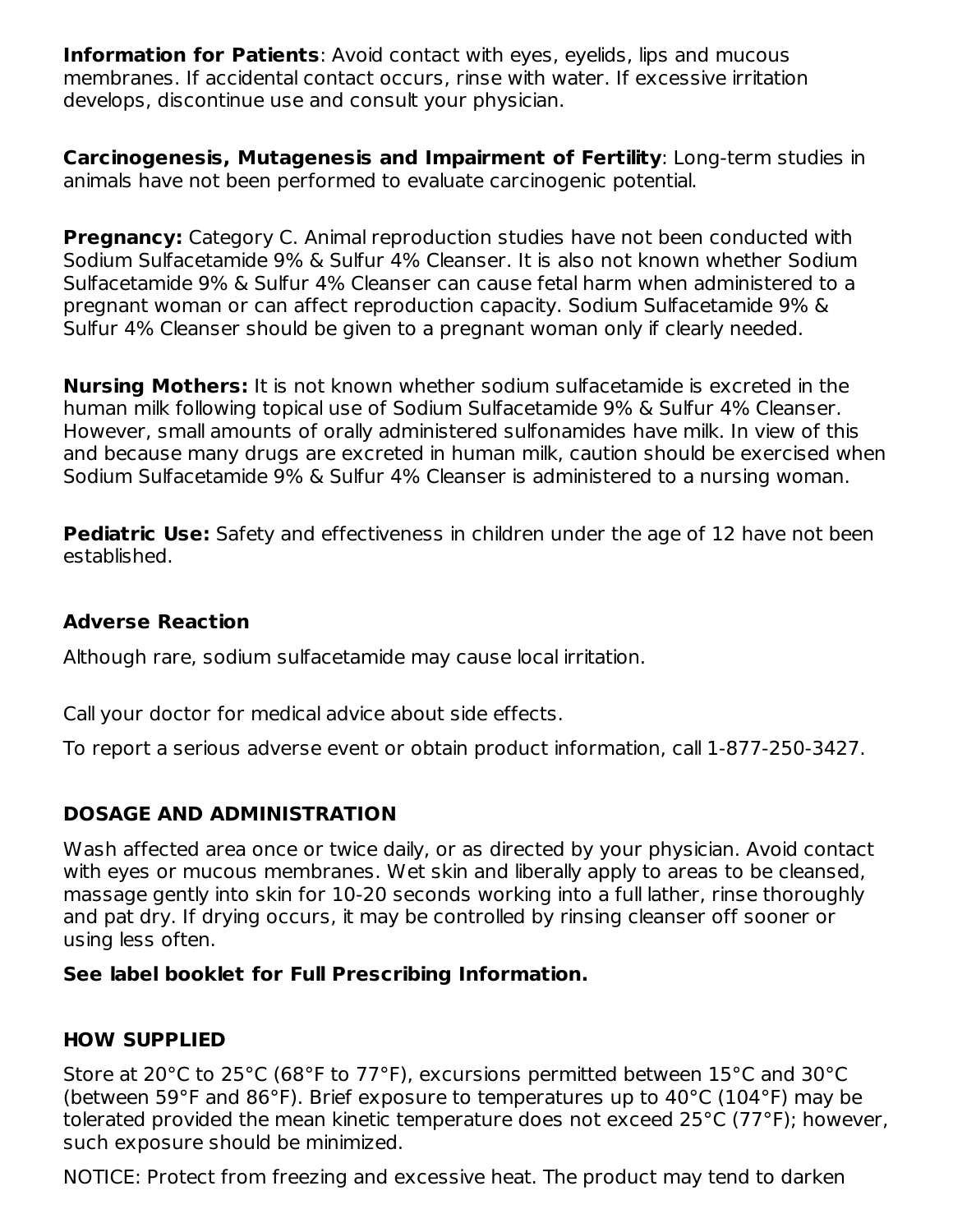**Information for Patients**: Avoid contact with eyes, eyelids, lips and mucous membranes. If accidental contact occurs, rinse with water. If excessive irritation develops, discontinue use and consult your physician.

**Carcinogenesis, Mutagenesis and Impairment of Fertility**: Long-term studies in animals have not been performed to evaluate carcinogenic potential.

**Pregnancy:** Category C. Animal reproduction studies have not been conducted with Sodium Sulfacetamide 9% & Sulfur 4% Cleanser. It is also not known whether Sodium Sulfacetamide 9% & Sulfur 4% Cleanser can cause fetal harm when administered to a pregnant woman or can affect reproduction capacity. Sodium Sulfacetamide 9% & Sulfur 4% Cleanser should be given to a pregnant woman only if clearly needed.

**Nursing Mothers:** It is not known whether sodium sulfacetamide is excreted in the human milk following topical use of Sodium Sulfacetamide 9% & Sulfur 4% Cleanser. However, small amounts of orally administered sulfonamides have milk. In view of this and because many drugs are excreted in human milk, caution should be exercised when Sodium Sulfacetamide 9% & Sulfur 4% Cleanser is administered to a nursing woman.

**Pediatric Use:** Safety and effectiveness in children under the age of 12 have not been established.

## Adverse Reaction

Although rare, sodium sulfacetamide may cause local irritation.

Call your doctor for medical advice about side effects.

To report a serious adverse event or obtain product information, call 1-877-250-3427.

## DOSAGE AND ADMINISTRATION

Wash affected area once or twice daily, or as directed by your physician. Avoid contact with eyes or mucous membranes. Wet skin and liberally apply to areas to be cleansed, massage gently into skin for 10-20 seconds working into a full lather, rinse thoroughly and pat dry. If drying occurs, it may be controlled by rinsing cleanser off sooner or using less often.

**See label booklet for Full Prescribing Information.**

## HOW SUPPLIED

Store at 20°C to 25°C (68°F to 77°F), excursions permitted between 15°C and 30°C (between 59°F and 86°F). Brief exposure to temperatures up to 40°C (104°F) may be tolerated provided the mean kinetic temperature does not exceed 25°C (77°F); however, such exposure should be minimized.

NOTICE: Protect from freezing and excessive heat. The product may tend to darken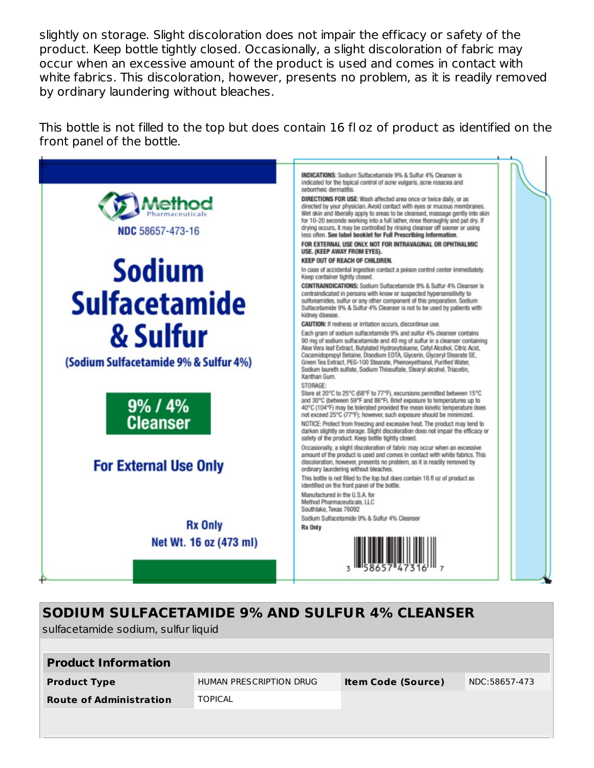slightly on storage. Slight discoloration does not impair the efficacy or safety of the product. Keep bottle tightly closed. Occasionally, a slight discoloration of fabric may occur when an excessive amount of the product is used and comes in contact with white fabrics. This discoloration, however, presents no problem, as it is readily removed by ordinary laundering without bleaches.

This bottle is not filled to the top but does contain 16 fl oz of product as identified on the front panel of the bottle.

Method Pharmaceuticals

NDC 58657-473-16

**Sodium Sulfacetamide & Sulfur**

**(Sodium Sulfacetamide 9% & Sulfur 4%)**

**9% / 4% Cleanser**

**For External Use Only**

**Rx Only**

**Net Wt. 16 oz (473 ml)**

**INDICATIONS**: Sodium Sulfacetamide 9% & Sulfur 4% Cleanser is indicated for the topical control of acne vulgaris, acne rosacea and seborrheic dermatitis.

**DIRECTIONS FOR USE**: Wash affected area once or twice daily, or as directed by your physician. Avoid contact with eyes or mucous membranes. Wet skin and liberally apply to areas to be cleansed, massage gently into skin for 10-20 seconds working into a full lather, rinse thoroughly and pat dry. If drying occurs, it may be controlled by rinsing cleanser off sooner or using less often. **See label booklet for Full Prescribing Information.**

**FOR EXTERNAL USE ONLY. NOT FOR INTRAVAGINAL OR OPHTHALMIC USE. (KEEP AWAY FROM EYES).**

**KEEP OUT OF REACH OF CHILDREN.**

In case of accidental ingestion contact a poison control center immediately. Keep container tightly closed.

**CONTRAINDICATIONS:** Sodium Sulfacetamide 9% & Sulfur 4% Cleanser is contraindicated in persons with know or suspected hypersensitivity to sulfonamides, sulfur or any other component of this preparation. Sodium Sulfacetamide 9% & Sulfur 4% Cleanser is not to be used by patients with kidney disease.

**CAUTION:** If redness or irritation occurs, discontinue use.

Each gram of sodium sulfacetamide 9% and sulfur 4% cleanser contains 90 mg of sodium sulfacetamide and 40 mg of sulfur in a cleanser containing Aloe Vera leaf Extract, Butylated Hydroxytoluene, Cetyl Alcohol, Citric Acid, Cocamidopropyl Betaine, Disodium EDTA, Glycerin, Glyceryl Stearate SE, Green Tea Extract, PEG-100 Stearate, Phenoxyethanol, Purified Water, Sodium laureth sulfate, Sodium Thiosulfate, Stearyl alcohol, Triacetin, Xanthan Gum.

STORAGE:
Store at 20°C to 25°C (68°F to 77°F), excursions permitted between 15°C and 30°C (between 59°F and 86°F). Brief exposure to temperatures up to 40°C (104°F) may be tolerated provided the mean kinetic temperature does not exceed 25°C (77°F); however, such exposure should be minimized.

NOTICE: Protect from freezing and excessive heat. The product may tend to darken slightly on storage. Slight discoloration does not impair the efficacy or safety of the product. Keep bottle tightly closed.

Occasionally, a slight discoloration of fabric may occur when an excessive amount of the product is used and comes in contact with white fabrics. This discoloration, however, presents no problem, as it is readily removed by ordinary laundering without bleaches.

This bottle is not filled to the top but does contain 16 fl oz of product as identified on the front panel of the bottle.

Manufactured in the U.S.A. for
Method Pharmaceuticals, LLC
Southlake, Texas 76092

Sodium Sulfacetamide 9% & Sulfur 4% Cleanser

**Rx Only**

3 58657 47316 7

## SODIUM SULFACETAMIDE 9% AND SULFUR 4% CLEANSER

sulfacetamide sodium, sulfur liquid

| Product Information | | | |
|---|---|---|---|
| **Product Type** | HUMAN PRESCRIPTION DRUG | **Item Code (Source)** | NDC:58657-473 |
| **Route of Administration** | TOPICAL | | |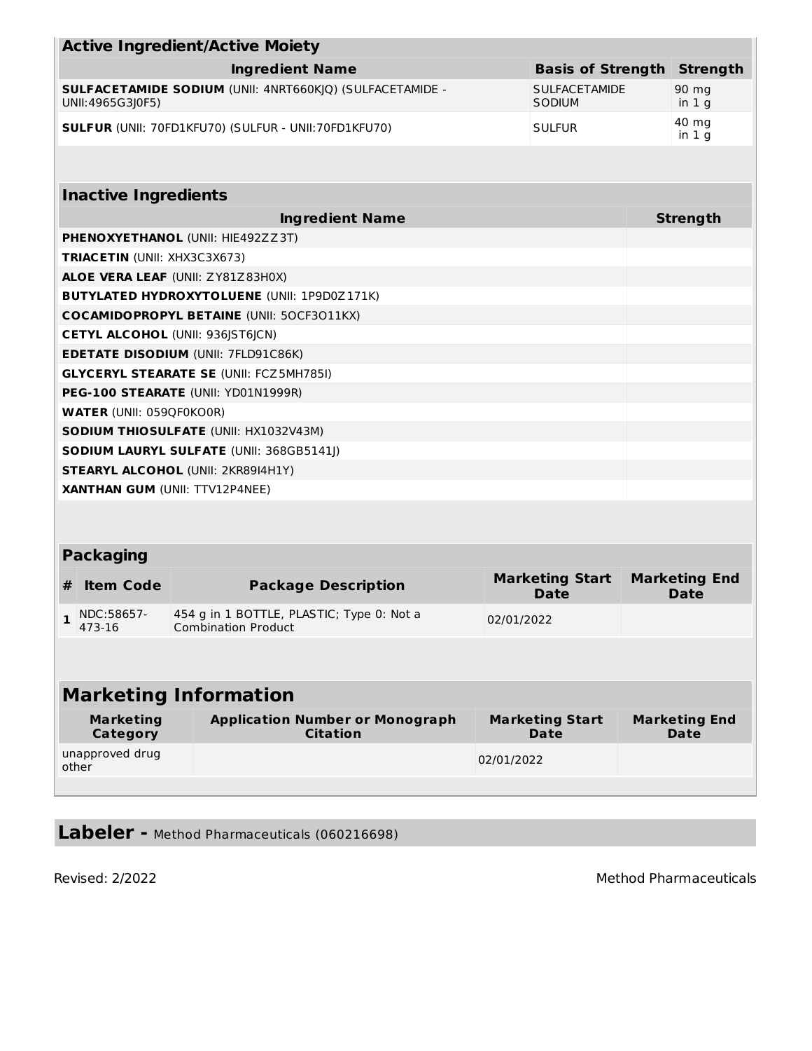## Active Ingredient/Active Moiety

| Ingredient Name | Basis of Strength | Strength |
|---|---|---|
| **SULFACETAMIDE SODIUM** (UNII: 4NRT660KJQ) (SULFACETAMIDE - UNII:4965G3J0F5) | SULFACETAMIDE SODIUM | 90 mg in 1 g |
| **SULFUR** (UNII: 70FD1KFU70) (SULFUR - UNII:70FD1KFU70) | SULFUR | 40 mg in 1 g |

## Inactive Ingredients

| Ingredient Name | Strength |
|---|---|
| **PHENOXYETHANOL** (UNII: HIE492ZZ3T) | |
| **TRIACETIN** (UNII: XHX3C3X673) | |
| **ALOE VERA LEAF** (UNII: ZY81Z83H0X) | |
| **BUTYLATED HYDROXYTOLUENE** (UNII: 1P9D0Z171K) | |
| **COCAMIDOPROPYL BETAINE** (UNII: 5OCF3O11KX) | |
| **CETYL ALCOHOL** (UNII: 936JST6JCN) | |
| **EDETATE DISODIUM** (UNII: 7FLD91C86K) | |
| **GLYCERYL STEARATE SE** (UNII: FCZ5MH785I) | |
| **PEG-100 STEARATE** (UNII: YD01N1999R) | |
| **WATER** (UNII: 059QF0KO0R) | |
| **SODIUM THIOSULFATE** (UNII: HX1032V43M) | |
| **SODIUM LAURYL SULFATE** (UNII: 368GB5141J) | |
| **STEARYL ALCOHOL** (UNII: 2KR89I4H1Y) | |
| **XANTHAN GUM** (UNII: TTV12P4NEE) | |

## Packaging

| # | Item Code | Package Description | Marketing Start Date | Marketing End Date |
|---|---|---|---|---|
| 1 | NDC:58657-473-16 | 454 g in 1 BOTTLE, PLASTIC; Type 0: Not a Combination Product | 02/01/2022 | |

## Marketing Information

| Marketing Category | Application Number or Monograph Citation | Marketing Start Date | Marketing End Date |
|---|---|---|---|
| unapproved drug other | | 02/01/2022 | |

## Labeler - Method Pharmaceuticals (060216698)

Revised: 2/2022

Method Pharmaceuticals